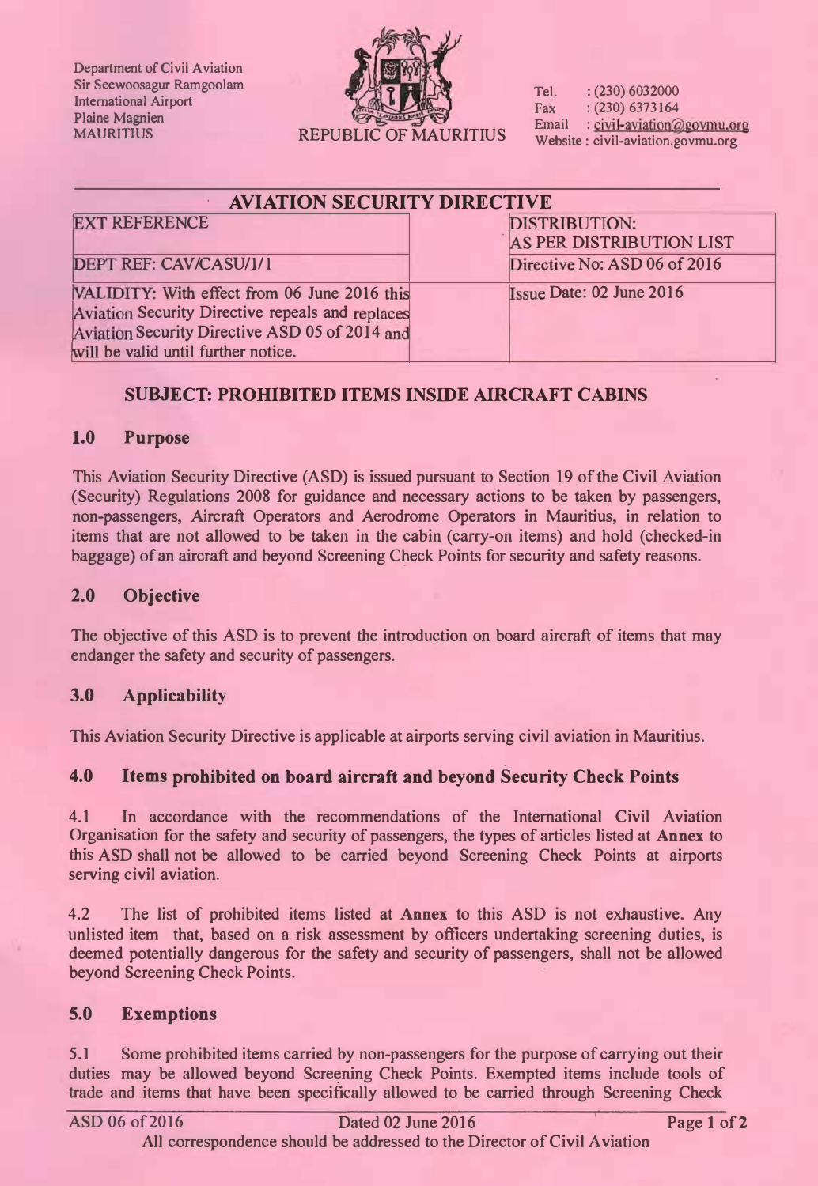Department of Civil Aviation
Sir Seewoosagur Ramgoolam
International Airport
Plaine Magnien
MAURITIUS

REPUBLIC OF MAURITIUS

Tel. : (230) 6032000
Fax : (230) 6373164
Email : civil-aviation@govmu.org
Website : civil-aviation.govmu.org

## AVIATION SECURITY DIRECTIVE

| EXT REFERENCE | DISTRIBUTION: AS PER DISTRIBUTION LIST |
|---|---|
| DEPT REF: CAV/CASU/1/1 | Directive No: ASD 06 of 2016 |
| VALIDITY: With effect from 06 June 2016 this Aviation Security Directive repeals and replaces Aviation Security Directive ASD 05 of 2014 and will be valid until further notice. | Issue Date: 02 June 2016 |

### SUBJECT: PROHIBITED ITEMS INSIDE AIRCRAFT CABINS

### 1.0 Purpose

This Aviation Security Directive (ASD) is issued pursuant to Section 19 of the Civil Aviation (Security) Regulations 2008 for guidance and necessary actions to be taken by passengers, non-passengers, Aircraft Operators and Aerodrome Operators in Mauritius, in relation to items that are not allowed to be taken in the cabin (carry-on items) and hold (checked-in baggage) of an aircraft and beyond Screening Check Points for security and safety reasons.

### 2.0 Objective

The objective of this ASD is to prevent the introduction on board aircraft of items that may endanger the safety and security of passengers.

### 3.0 Applicability

This Aviation Security Directive is applicable at airports serving civil aviation in Mauritius.

### 4.0 Items prohibited on board aircraft and beyond Security Check Points

4.1 In accordance with the recommendations of the International Civil Aviation Organisation for the safety and security of passengers, the types of articles listed at **Annex** to this ASD shall not be allowed to be carried beyond Screening Check Points at airports serving civil aviation.

4.2 The list of prohibited items listed at **Annex** to this ASD is not exhaustive. Any unlisted item that, based on a risk assessment by officers undertaking screening duties, is deemed potentially dangerous for the safety and security of passengers, shall not be allowed beyond Screening Check Points.

### 5.0 Exemptions

5.1 Some prohibited items carried by non-passengers for the purpose of carrying out their duties may be allowed beyond Screening Check Points. Exempted items include tools of trade and items that have been specifically allowed to be carried through Screening Check

All correspondence should be addressed to the Director of Civil Aviation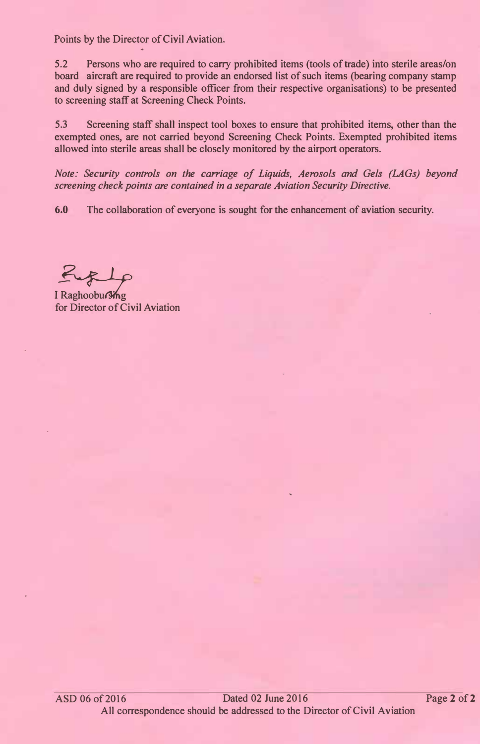Points by the Director of Civil Aviation.

5.2 Persons who are required to carry prohibited items (tools of trade) into sterile areas/on board aircraft are required to provide an endorsed list of such items (bearing company stamp and duly signed by a responsible officer from their respective organisations) to be presented to screening staff at Screening Check Points.

5.3 Screening staff shall inspect tool boxes to ensure that prohibited items, other than the exempted ones, are not carried beyond Screening Check Points. Exempted prohibited items allowed into sterile areas shall be closely monitored by the airport operators.

*Note: Security controls on the carriage of Liquids, Aerosols and Gels (LAGs) beyond screening check points are contained in a separate Aviation Security Directive.*

**6.0** The collaboration of everyone is sought for the enhancement of aviation security.

I Raghoobursing
for Director of Civil Aviation

ASD 06 of 2016 Dated 02 June 2016

All correspondence should be addressed to the Director of Civil Aviation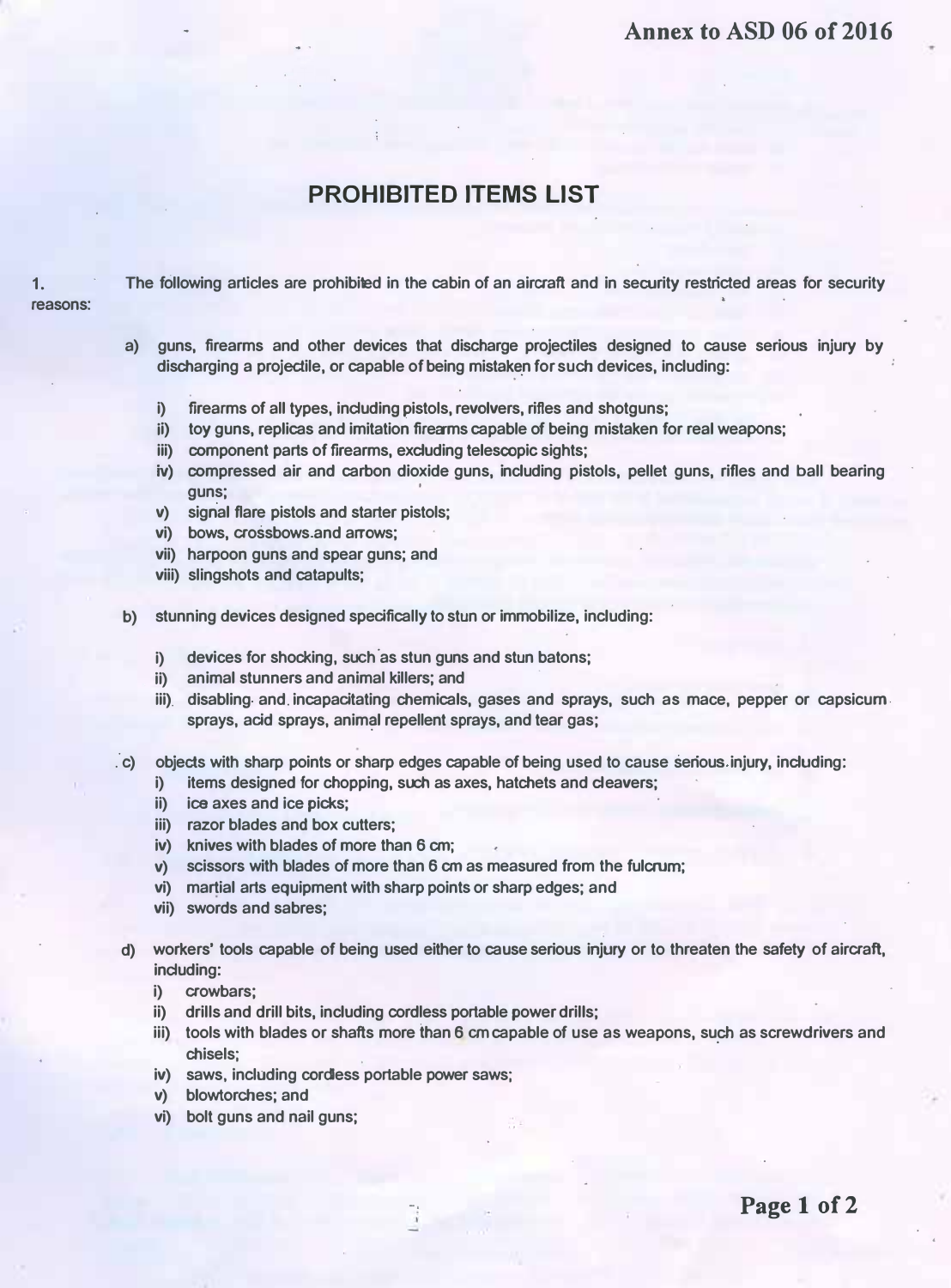# PROHIBITED ITEMS LIST

1. The following articles are prohibited in the cabin of an aircraft and in security restricted areas for security reasons:

   a) guns, firearms and other devices that discharge projectiles designed to cause serious injury by discharging a projectile, or capable of being mistaken for such devices, including:

      i) firearms of all types, including pistols, revolvers, rifles and shotguns;
      ii) toy guns, replicas and imitation firearms capable of being mistaken for real weapons;
      iii) component parts of firearms, excluding telescopic sights;
      iv) compressed air and carbon dioxide guns, including pistols, pellet guns, rifles and ball bearing guns;
      v) signal flare pistols and starter pistols;
      vi) bows, crossbows and arrows;
      vii) harpoon guns and spear guns; and
      viii) slingshots and catapults;

   b) stunning devices designed specifically to stun or immobilize, including:

      i) devices for shocking, such as stun guns and stun batons;
      ii) animal stunners and animal killers; and
      iii) disabling and incapacitating chemicals, gases and sprays, such as mace, pepper or capsicum sprays, acid sprays, animal repellent sprays, and tear gas;

   c) objects with sharp points or sharp edges capable of being used to cause serious injury, including:
      i) items designed for chopping, such as axes, hatchets and cleavers;
      ii) ice axes and ice picks;
      iii) razor blades and box cutters;
      iv) knives with blades of more than 6 cm;
      v) scissors with blades of more than 6 cm as measured from the fulcrum;
      vi) martial arts equipment with sharp points or sharp edges; and
      vii) swords and sabres;

   d) workers' tools capable of being used either to cause serious injury or to threaten the safety of aircraft, including:
      i) crowbars;
      ii) drills and drill bits, including cordless portable power drills;
      iii) tools with blades or shafts more than 6 cm capable of use as weapons, such as screwdrivers and chisels;
      iv) saws, including cordless portable power saws;
      v) blowtorches; and
      vi) bolt guns and nail guns;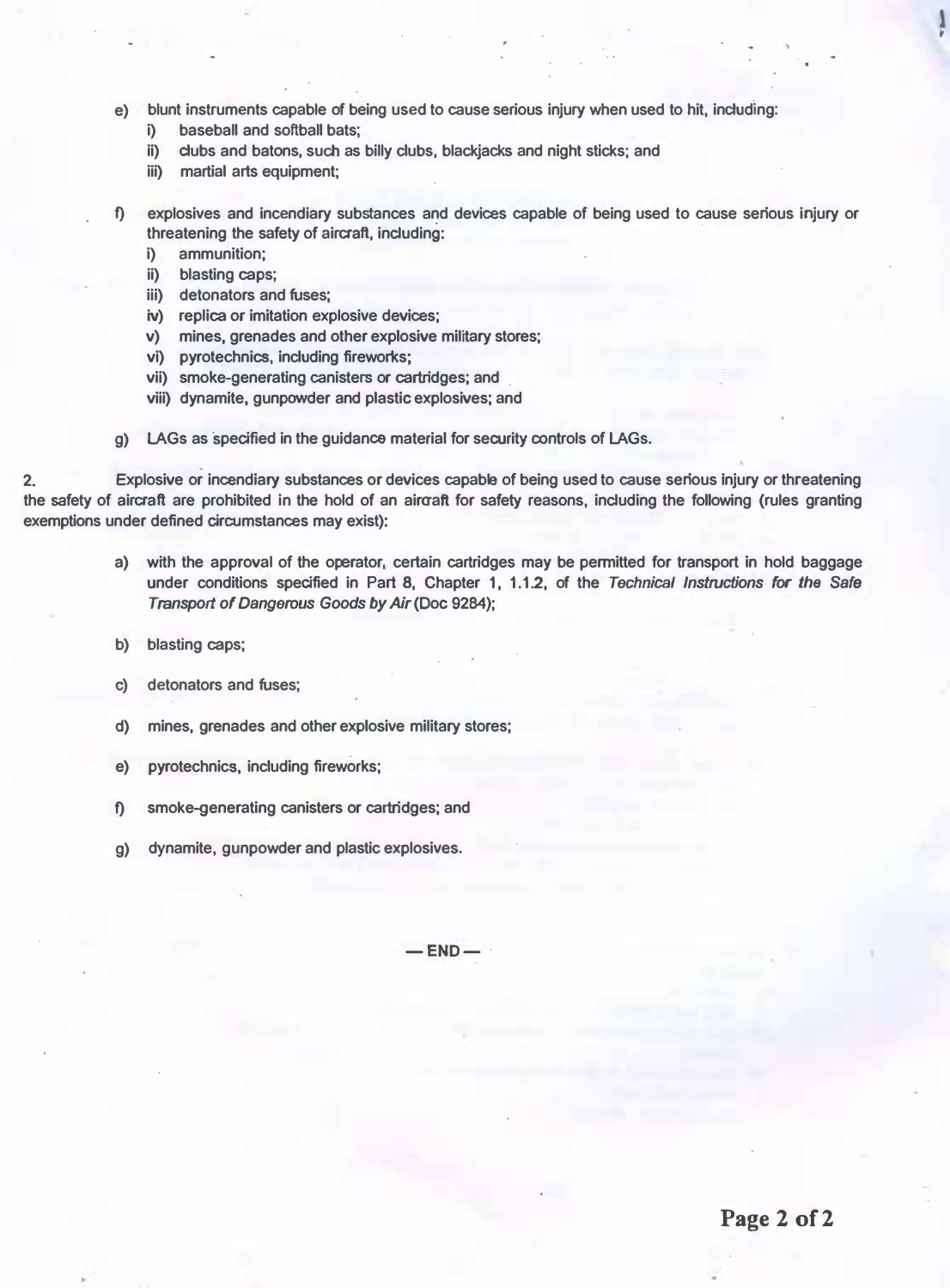e) blunt instruments capable of being used to cause serious injury when used to hit, including:
   i) baseball and softball bats;
   ii) clubs and batons, such as billy clubs, blackjacks and night sticks; and
   iii) martial arts equipment;

f) explosives and incendiary substances and devices capable of being used to cause serious injury or threatening the safety of aircraft, including:
   i) ammunition;
   ii) blasting caps;
   iii) detonators and fuses;
   iv) replica or imitation explosive devices;
   v) mines, grenades and other explosive military stores;
   vi) pyrotechnics, including fireworks;
   vii) smoke-generating canisters or cartridges; and
   viii) dynamite, gunpowder and plastic explosives; and

g) LAGs as specified in the guidance material for security controls of LAGs.

2. Explosive or incendiary substances or devices capable of being used to cause serious injury or threatening the safety of aircraft are prohibited in the hold of an aircraft for safety reasons, including the following (rules granting exemptions under defined circumstances may exist):

a) with the approval of the operator, certain cartridges may be permitted for transport in hold baggage under conditions specified in Part 8, Chapter 1, 1.1.2, of the *Technical Instructions for the Safe Transport of Dangerous Goods by Air* (Doc 9284);

b) blasting caps;

c) detonators and fuses;

d) mines, grenades and other explosive military stores;

e) pyrotechnics, including fireworks;

f) smoke-generating canisters or cartridges; and

g) dynamite, gunpowder and plastic explosives.

— END —